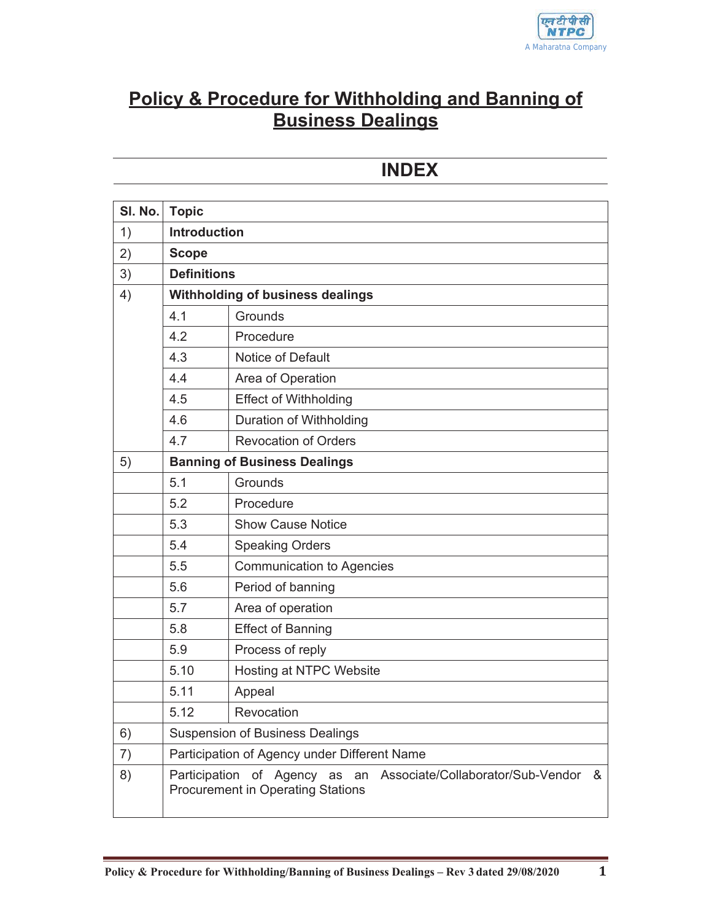# Policy & Procedure for Withholding and Banning of Business Dealings

## INDEX

| Sl. No. | Topic | |
|---|---|---|
| 1) | **Introduction** | |
| 2) | **Scope** | |
| 3) | **Definitions** | |
| 4) | **Withholding of business dealings** | |
| | 4.1 | Grounds |
| | 4.2 | Procedure |
| | 4.3 | Notice of Default |
| | 4.4 | Area of Operation |
| | 4.5 | Effect of Withholding |
| | 4.6 | Duration of Withholding |
| | 4.7 | Revocation of Orders |
| 5) | **Banning of Business Dealings** | |
| | 5.1 | Grounds |
| | 5.2 | Procedure |
| | 5.3 | Show Cause Notice |
| | 5.4 | Speaking Orders |
| | 5.5 | Communication to Agencies |
| | 5.6 | Period of banning |
| | 5.7 | Area of operation |
| | 5.8 | Effect of Banning |
| | 5.9 | Process of reply |
| | 5.10 | Hosting at NTPC Website |
| | 5.11 | Appeal |
| | 5.12 | Revocation |
| 6) | Suspension of Business Dealings | |
| 7) | Participation of Agency under Different Name | |
| 8) | Participation of Agency as an Associate/Collaborator/Sub-Vendor & Procurement in Operating Stations | |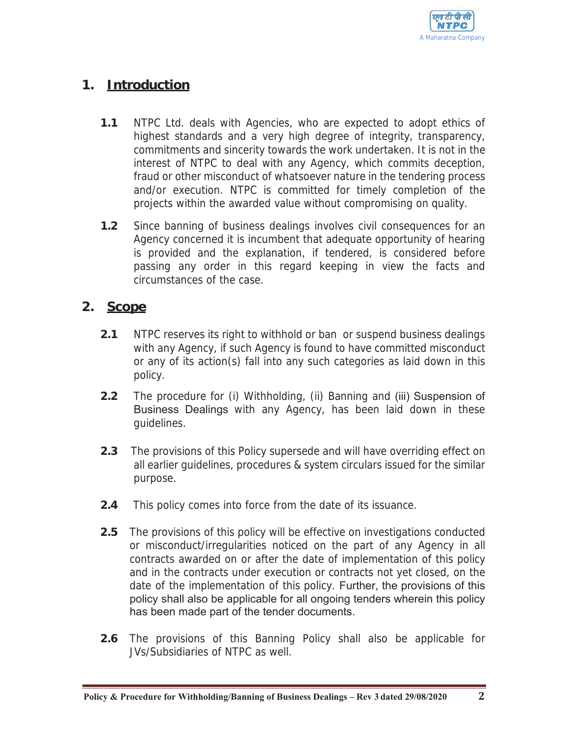## 1. Introduction

**1.1** NTPC Ltd. deals with Agencies, who are expected to adopt ethics of highest standards and a very high degree of integrity, transparency, commitments and sincerity towards the work undertaken. It is not in the interest of NTPC to deal with any Agency, which commits deception, fraud or other misconduct of whatsoever nature in the tendering process and/or execution. NTPC is committed for timely completion of the projects within the awarded value without compromising on quality.

**1.2** Since banning of business dealings involves civil consequences for an Agency concerned it is incumbent that adequate opportunity of hearing is provided and the explanation, if tendered, is considered before passing any order in this regard keeping in view the facts and circumstances of the case.

## 2. Scope

**2.1** NTPC reserves its right to withhold or ban or suspend business dealings with any Agency, if such Agency is found to have committed misconduct or any of its action(s) fall into any such categories as laid down in this policy.

**2.2** The procedure for (i) Withholding, (ii) Banning and (iii) Suspension of Business Dealings with any Agency, has been laid down in these guidelines.

**2.3** The provisions of this Policy supersede and will have overriding effect on all earlier guidelines, procedures & system circulars issued for the similar purpose.

**2.4** This policy comes into force from the date of its issuance.

**2.5** The provisions of this policy will be effective on investigations conducted or misconduct/irregularities noticed on the part of any Agency in all contracts awarded on or after the date of implementation of this policy and in the contracts under execution or contracts not yet closed, on the date of the implementation of this policy. Further, the provisions of this policy shall also be applicable for all ongoing tenders wherein this policy has been made part of the tender documents.

**2.6** The provisions of this Banning Policy shall also be applicable for JVs/Subsidiaries of NTPC as well.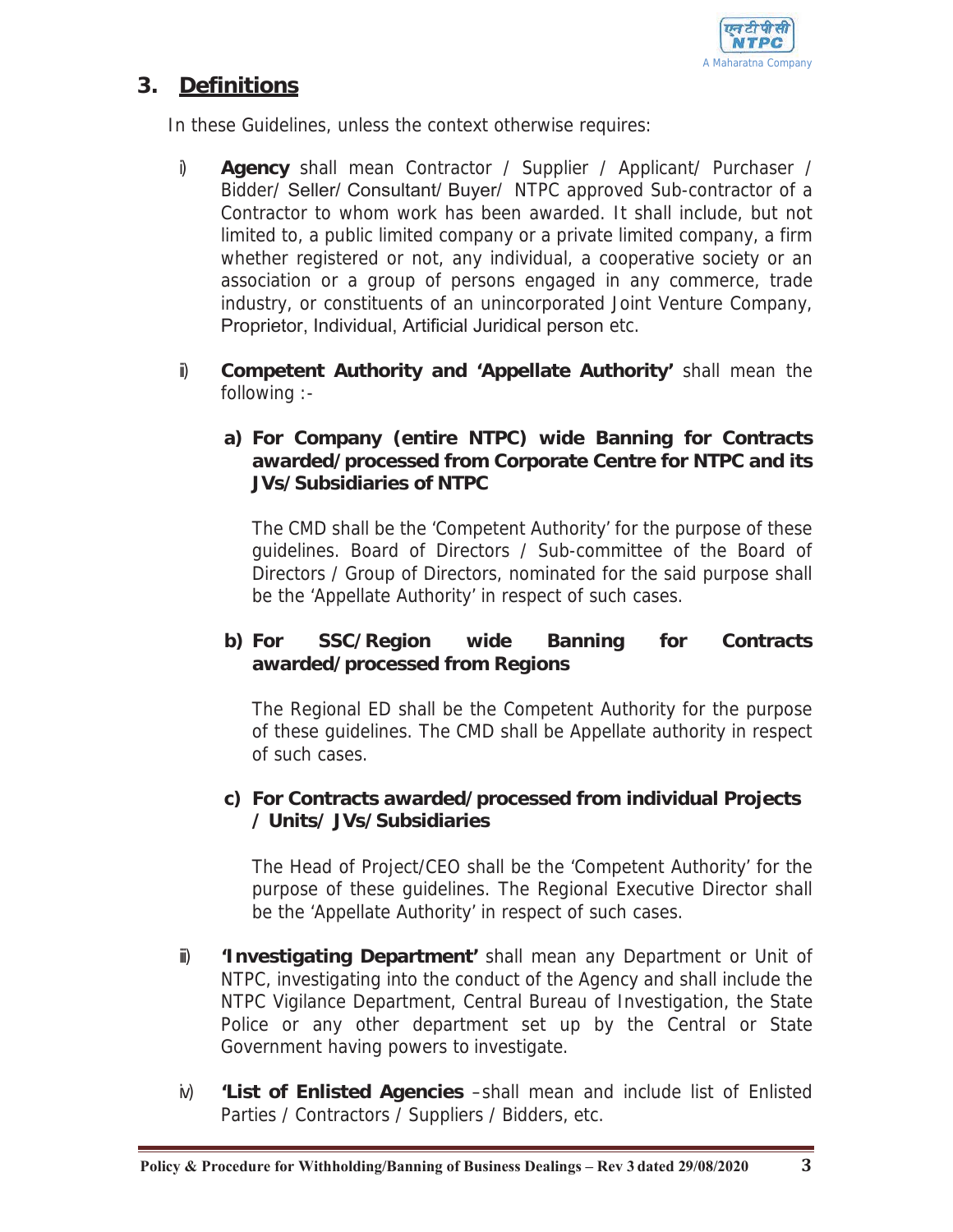## 3. Definitions

In these Guidelines, unless the context otherwise requires:

i) **Agency** shall mean Contractor / Supplier / Applicant/ Purchaser / Bidder/ Seller/ Consultant/ Buyer/ NTPC approved Sub-contractor of a Contractor to whom work has been awarded. It shall include, but not limited to, a public limited company or a private limited company, a firm whether registered or not, any individual, a cooperative society or an association or a group of persons engaged in any commerce, trade industry, or constituents of an unincorporated Joint Venture Company, Proprietor, Individual, Artificial Juridical person etc.

ii) **Competent Authority and 'Appellate Authority'** shall mean the following :-

**a) For Company (entire NTPC) wide Banning for Contracts awarded/processed from Corporate Centre for NTPC and its JVs/Subsidiaries of NTPC**

The CMD shall be the 'Competent Authority' for the purpose of these guidelines. Board of Directors / Sub-committee of the Board of Directors / Group of Directors, nominated for the said purpose shall be the 'Appellate Authority' in respect of such cases.

**b) For SSC/Region wide Banning for Contracts awarded/processed from Regions**

The Regional ED shall be the Competent Authority for the purpose of these guidelines. The CMD shall be Appellate authority in respect of such cases.

**c) For Contracts awarded/processed from individual Projects / Units/ JVs/Subsidiaries**

The Head of Project/CEO shall be the 'Competent Authority' for the purpose of these guidelines. The Regional Executive Director shall be the 'Appellate Authority' in respect of such cases.

iii) **'Investigating Department'** shall mean any Department or Unit of NTPC, investigating into the conduct of the Agency and shall include the NTPC Vigilance Department, Central Bureau of Investigation, the State Police or any other department set up by the Central or State Government having powers to investigate.

iv) **'List of Enlisted Agencies** –shall mean and include list of Enlisted Parties / Contractors / Suppliers / Bidders, etc.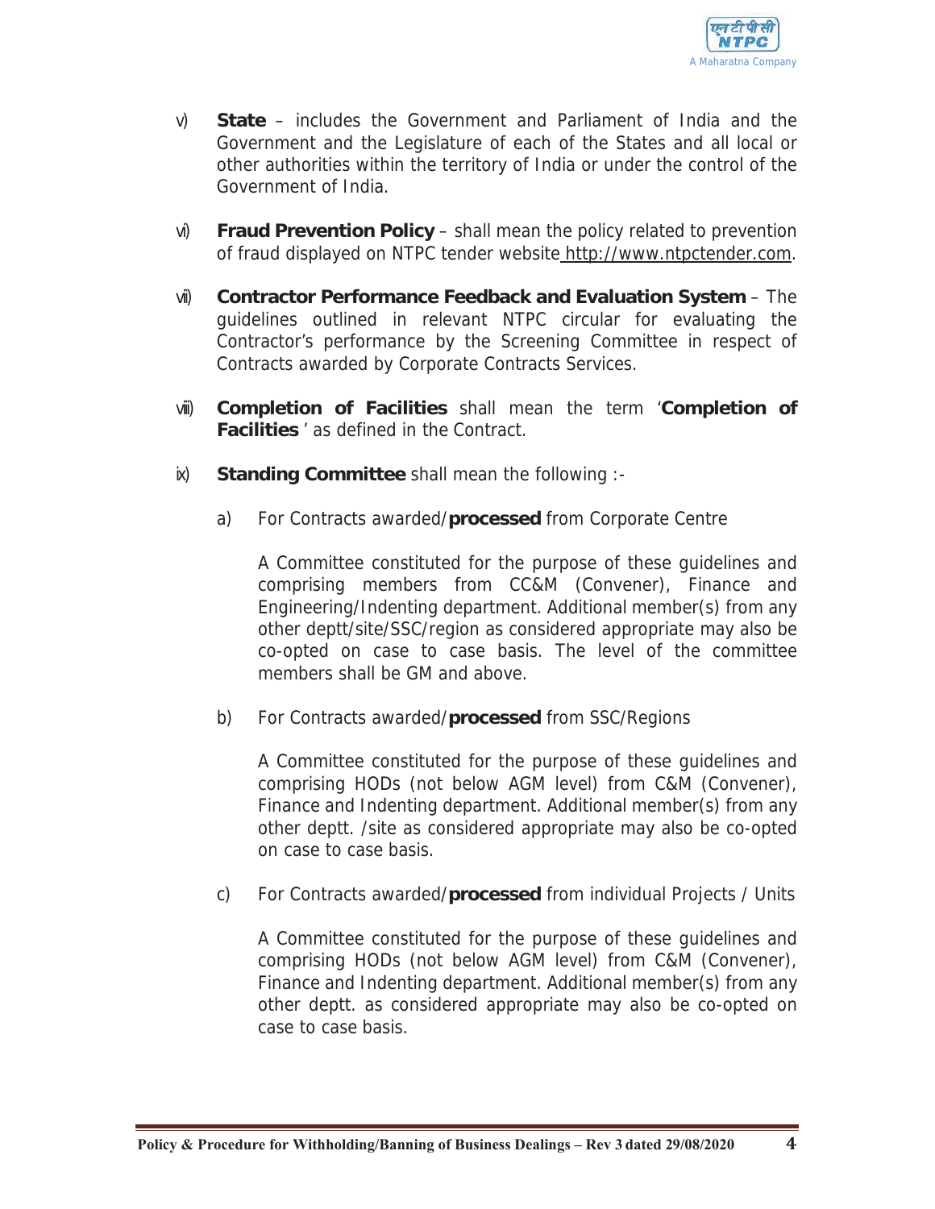v) **State** – includes the Government and Parliament of India and the Government and the Legislature of each of the States and all local or other authorities within the territory of India or under the control of the Government of India.

vi) **Fraud Prevention Policy** – shall mean the policy related to prevention of fraud displayed on NTPC tender website http://www.ntpctender.com.

vii) **Contractor Performance Feedback and Evaluation System** – The guidelines outlined in relevant NTPC circular for evaluating the Contractor's performance by the Screening Committee in respect of Contracts awarded by Corporate Contracts Services.

viii) **Completion of Facilities** shall mean the term '**Completion of Facilities** ' as defined in the Contract.

ix) **Standing Committee** shall mean the following :-

a) For Contracts awarded/**processed** from Corporate Centre

A Committee constituted for the purpose of these guidelines and comprising members from CC&M (Convener), Finance and Engineering/Indenting department. Additional member(s) from any other deptt/site/SSC/region as considered appropriate may also be co-opted on case to case basis. The level of the committee members shall be GM and above.

b) For Contracts awarded/**processed** from SSC/Regions

A Committee constituted for the purpose of these guidelines and comprising HODs (not below AGM level) from C&M (Convener), Finance and Indenting department. Additional member(s) from any other deptt. /site as considered appropriate may also be co-opted on case to case basis.

c) For Contracts awarded/**processed** from individual Projects / Units

A Committee constituted for the purpose of these guidelines and comprising HODs (not below AGM level) from C&M (Convener), Finance and Indenting department. Additional member(s) from any other deptt. as considered appropriate may also be co-opted on case to case basis.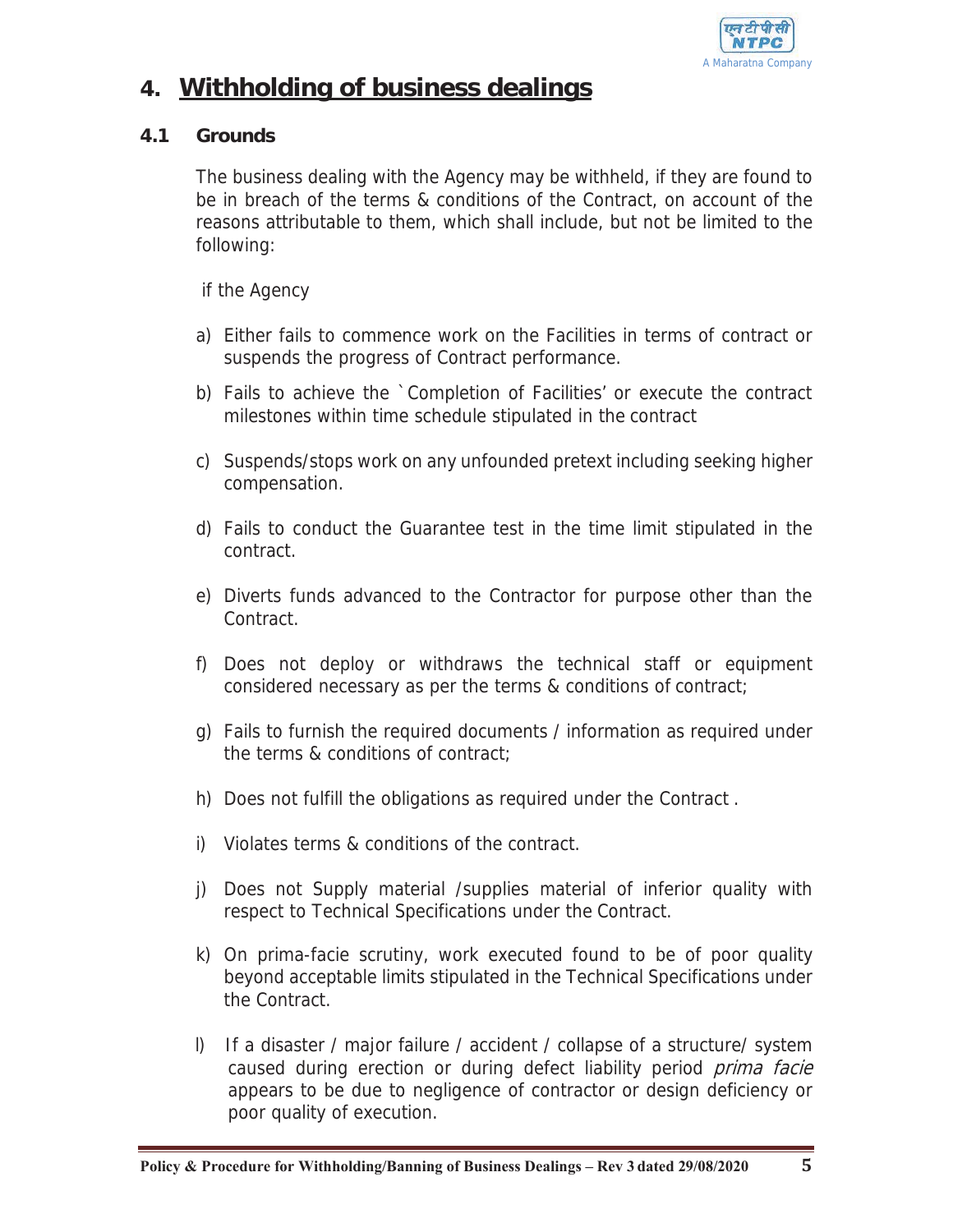# 4. Withholding of business dealings

## 4.1 Grounds

The business dealing with the Agency may be withheld, if they are found to be in breach of the terms & conditions of the Contract, on account of the reasons attributable to them, which shall include, but not be limited to the following:

if the Agency

a) Either fails to commence work on the Facilities in terms of contract or suspends the progress of Contract performance.

b) Fails to achieve the `Completion of Facilities' or execute the contract milestones within time schedule stipulated in the contract

c) Suspends/stops work on any unfounded pretext including seeking higher compensation.

d) Fails to conduct the Guarantee test in the time limit stipulated in the contract.

e) Diverts funds advanced to the Contractor for purpose other than the Contract.

f) Does not deploy or withdraws the technical staff or equipment considered necessary as per the terms & conditions of contract;

g) Fails to furnish the required documents / information as required under the terms & conditions of contract;

h) Does not fulfill the obligations as required under the Contract .

i) Violates terms & conditions of the contract.

j) Does not Supply material /supplies material of inferior quality with respect to Technical Specifications under the Contract.

k) On prima-facie scrutiny, work executed found to be of poor quality beyond acceptable limits stipulated in the Technical Specifications under the Contract.

l) If a disaster / major failure / accident / collapse of a structure/ system caused during erection or during defect liability period *prima facie* appears to be due to negligence of contractor or design deficiency or poor quality of execution.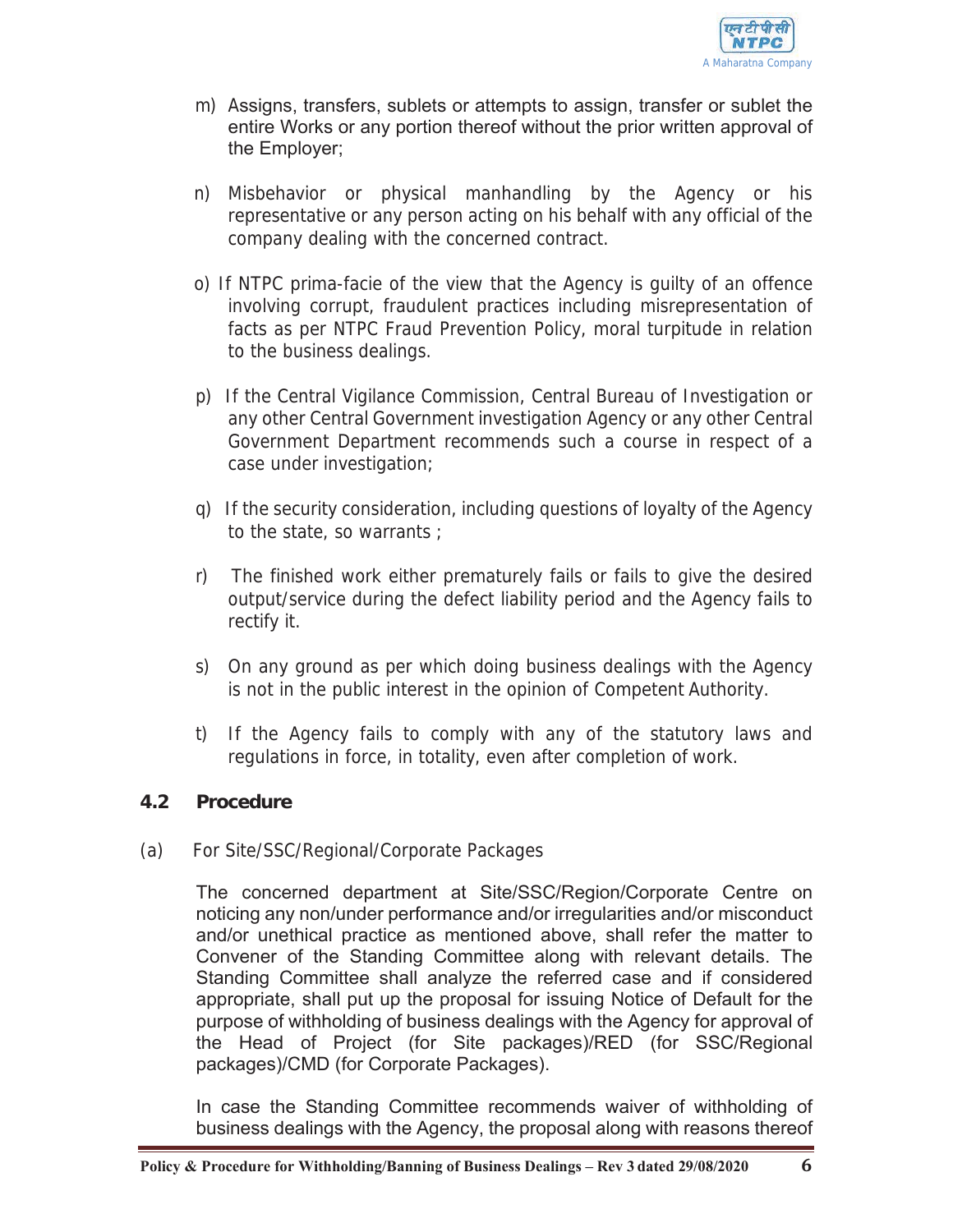m) Assigns, transfers, sublets or attempts to assign, transfer or sublet the entire Works or any portion thereof without the prior written approval of the Employer;

n) Misbehavior or physical manhandling by the Agency or his representative or any person acting on his behalf with any official of the company dealing with the concerned contract.

o) If NTPC prima-facie of the view that the Agency is guilty of an offence involving corrupt, fraudulent practices including misrepresentation of facts as per NTPC Fraud Prevention Policy, moral turpitude in relation to the business dealings.

p) If the Central Vigilance Commission, Central Bureau of Investigation or any other Central Government investigation Agency or any other Central Government Department recommends such a course in respect of a case under investigation;

q) If the security consideration, including questions of loyalty of the Agency to the state, so warrants ;

r) The finished work either prematurely fails or fails to give the desired output/service during the defect liability period and the Agency fails to rectify it.

s) On any ground as per which doing business dealings with the Agency is not in the public interest in the opinion of Competent Authority.

t) If the Agency fails to comply with any of the statutory laws and regulations in force, in totality, even after completion of work.

## 4.2 Procedure

(a) For Site/SSC/Regional/Corporate Packages

The concerned department at Site/SSC/Region/Corporate Centre on noticing any non/under performance and/or irregularities and/or misconduct and/or unethical practice as mentioned above, shall refer the matter to Convener of the Standing Committee along with relevant details. The Standing Committee shall analyze the referred case and if considered appropriate, shall put up the proposal for issuing Notice of Default for the purpose of withholding of business dealings with the Agency for approval of the Head of Project (for Site packages)/RED (for SSC/Regional packages)/CMD (for Corporate Packages).

In case the Standing Committee recommends waiver of withholding of business dealings with the Agency, the proposal along with reasons thereof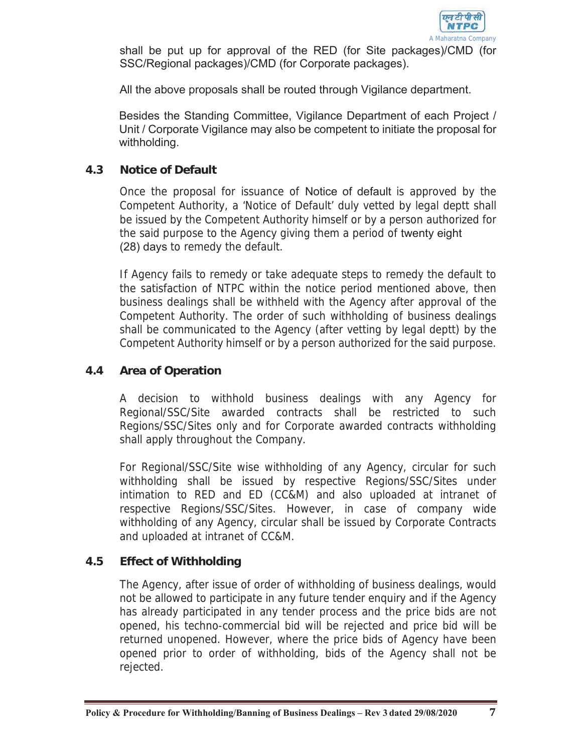shall be put up for approval of the RED (for Site packages)/CMD (for SSC/Regional packages)/CMD (for Corporate packages).

All the above proposals shall be routed through Vigilance department.

Besides the Standing Committee, Vigilance Department of each Project / Unit / Corporate Vigilance may also be competent to initiate the proposal for withholding.

### 4.3 Notice of Default

Once the proposal for issuance of Notice of default is approved by the Competent Authority, a 'Notice of Default' duly vetted by legal deptt shall be issued by the Competent Authority himself or by a person authorized for the said purpose to the Agency giving them a period of twenty eight (28) days to remedy the default.

If Agency fails to remedy or take adequate steps to remedy the default to the satisfaction of NTPC within the notice period mentioned above, then business dealings shall be withheld with the Agency after approval of the Competent Authority. The order of such withholding of business dealings shall be communicated to the Agency (after vetting by legal deptt) by the Competent Authority himself or by a person authorized for the said purpose.

### 4.4 Area of Operation

A decision to withhold business dealings with any Agency for Regional/SSC/Site awarded contracts shall be restricted to such Regions/SSC/Sites only and for Corporate awarded contracts withholding shall apply throughout the Company.

For Regional/SSC/Site wise withholding of any Agency, circular for such withholding shall be issued by respective Regions/SSC/Sites under intimation to RED and ED (CC&M) and also uploaded at intranet of respective Regions/SSC/Sites. However, in case of company wide withholding of any Agency, circular shall be issued by Corporate Contracts and uploaded at intranet of CC&M.

### 4.5 Effect of Withholding

The Agency, after issue of order of withholding of business dealings, would not be allowed to participate in any future tender enquiry and if the Agency has already participated in any tender process and the price bids are not opened, his techno-commercial bid will be rejected and price bid will be returned unopened. However, where the price bids of Agency have been opened prior to order of withholding, bids of the Agency shall not be rejected.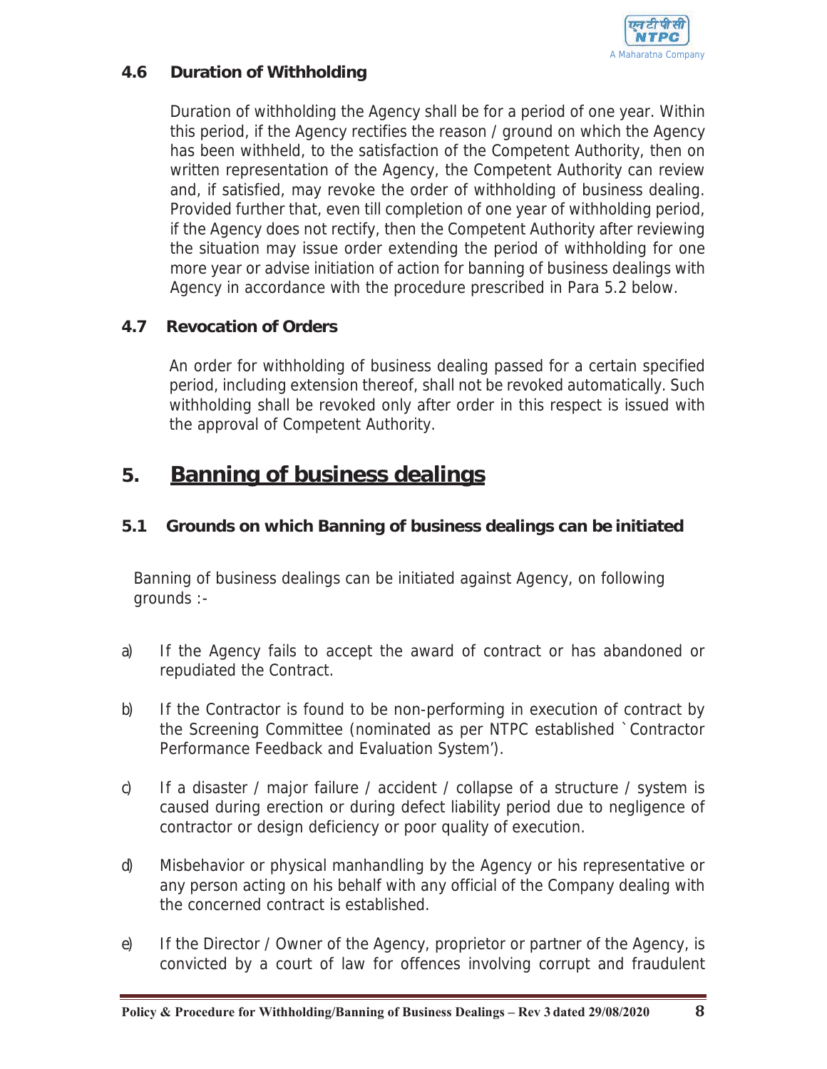### 4.6 Duration of Withholding

Duration of withholding the Agency shall be for a period of one year. Within this period, if the Agency rectifies the reason / ground on which the Agency has been withheld, to the satisfaction of the Competent Authority, then on written representation of the Agency, the Competent Authority can review and, if satisfied, may revoke the order of withholding of business dealing. Provided further that, even till completion of one year of withholding period, if the Agency does not rectify, then the Competent Authority after reviewing the situation may issue order extending the period of withholding for one more year or advise initiation of action for banning of business dealings with Agency in accordance with the procedure prescribed in Para 5.2 below.

### 4.7 Revocation of Orders

An order for withholding of business dealing passed for a certain specified period, including extension thereof, shall not be revoked automatically. Such withholding shall be revoked only after order in this respect is issued with the approval of Competent Authority.

## 5. Banning of business dealings

### 5.1 Grounds on which Banning of business dealings can be initiated

Banning of business dealings can be initiated against Agency, on following grounds :-

a) If the Agency fails to accept the award of contract or has abandoned or repudiated the Contract.

b) If the Contractor is found to be non-performing in execution of contract by the Screening Committee (nominated as per NTPC established `Contractor Performance Feedback and Evaluation System').

c) If a disaster / major failure / accident / collapse of a structure / system is caused during erection or during defect liability period due to negligence of contractor or design deficiency or poor quality of execution.

d) Misbehavior or physical manhandling by the Agency or his representative or any person acting on his behalf with any official of the Company dealing with the concerned contract is established.

e) If the Director / Owner of the Agency, proprietor or partner of the Agency, is convicted by a court of law for offences involving corrupt and fraudulent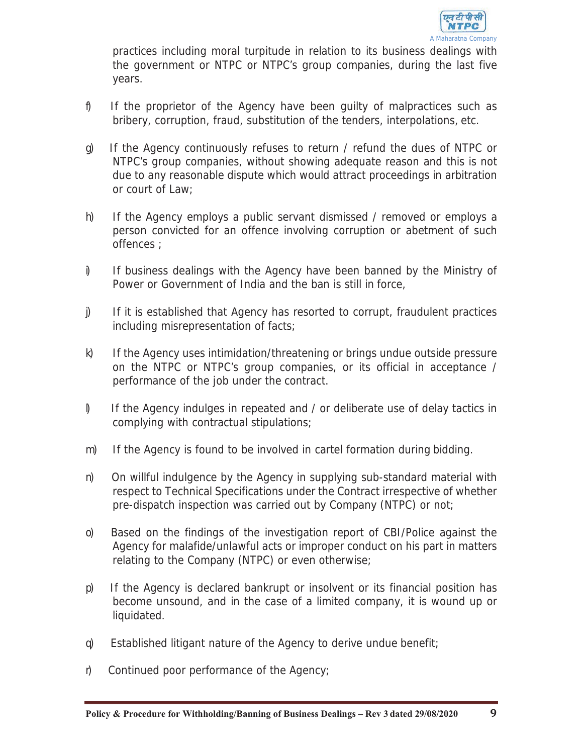practices including moral turpitude in relation to its business dealings with the government or NTPC or NTPC's group companies, during the last five years.

f) If the proprietor of the Agency have been guilty of malpractices such as bribery, corruption, fraud, substitution of the tenders, interpolations, etc.

g) If the Agency continuously refuses to return / refund the dues of NTPC or NTPC's group companies, without showing adequate reason and this is not due to any reasonable dispute which would attract proceedings in arbitration or court of Law;

h) If the Agency employs a public servant dismissed / removed or employs a person convicted for an offence involving corruption or abetment of such offences ;

i) If business dealings with the Agency have been banned by the Ministry of Power or Government of India and the ban is still in force,

j) If it is established that Agency has resorted to corrupt, fraudulent practices including misrepresentation of facts;

k) If the Agency uses intimidation/threatening or brings undue outside pressure on the NTPC or NTPC's group companies, or its official in acceptance / performance of the job under the contract.

l) If the Agency indulges in repeated and / or deliberate use of delay tactics in complying with contractual stipulations;

m) If the Agency is found to be involved in cartel formation during bidding.

n) On willful indulgence by the Agency in supplying sub-standard material with respect to Technical Specifications under the Contract irrespective of whether pre-dispatch inspection was carried out by Company (NTPC) or not;

o) Based on the findings of the investigation report of CBI/Police against the Agency for malafide/unlawful acts or improper conduct on his part in matters relating to the Company (NTPC) or even otherwise;

p) If the Agency is declared bankrupt or insolvent or its financial position has become unsound, and in the case of a limited company, it is wound up or liquidated.

q) Established litigant nature of the Agency to derive undue benefit;

r) Continued poor performance of the Agency;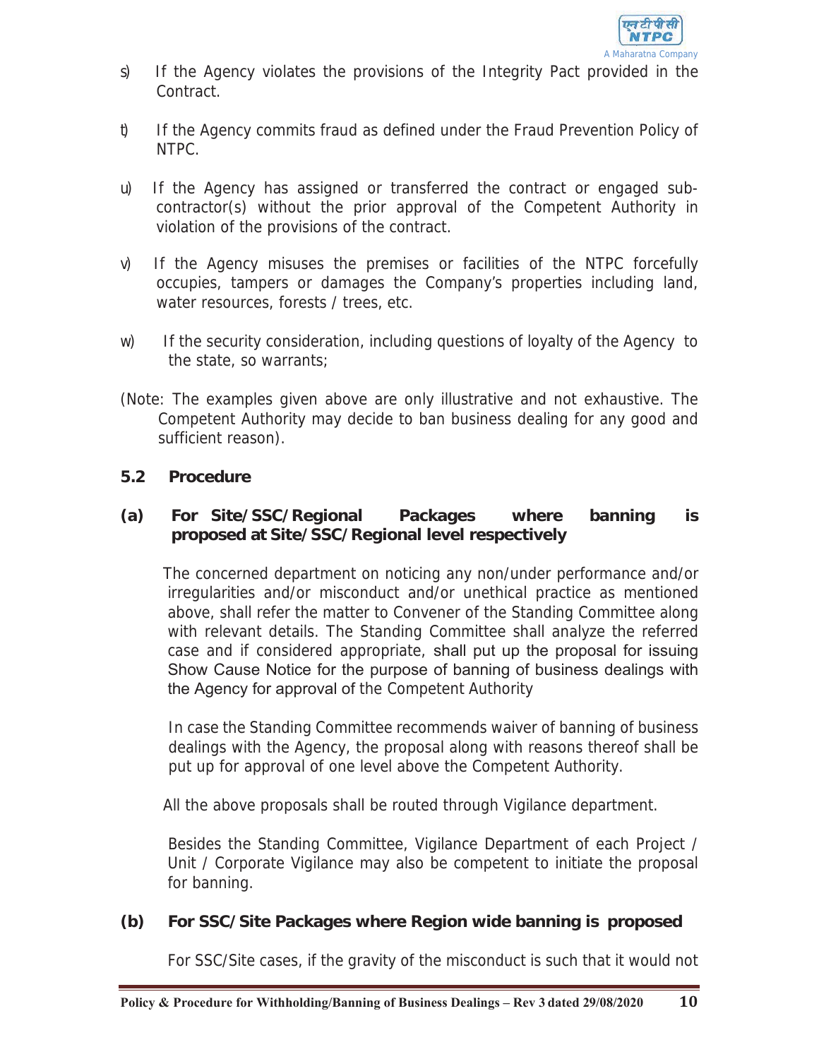s) If the Agency violates the provisions of the Integrity Pact provided in the Contract.

t) If the Agency commits fraud as defined under the Fraud Prevention Policy of NTPC.

u) If the Agency has assigned or transferred the contract or engaged sub-contractor(s) without the prior approval of the Competent Authority in violation of the provisions of the contract.

v) If the Agency misuses the premises or facilities of the NTPC forcefully occupies, tampers or damages the Company's properties including land, water resources, forests / trees, etc.

w) If the security consideration, including questions of loyalty of the Agency to the state, so warrants;

(Note: The examples given above are only illustrative and not exhaustive. The Competent Authority may decide to ban business dealing for any good and sufficient reason).

### 5.2 Procedure

#### (a) For Site/SSC/Regional Packages where banning is proposed at Site/SSC/Regional level respectively

The concerned department on noticing any non/under performance and/or irregularities and/or misconduct and/or unethical practice as mentioned above, shall refer the matter to Convener of the Standing Committee along with relevant details. The Standing Committee shall analyze the referred case and if considered appropriate, shall put up the proposal for issuing Show Cause Notice for the purpose of banning of business dealings with the Agency for approval of the Competent Authority

In case the Standing Committee recommends waiver of banning of business dealings with the Agency, the proposal along with reasons thereof shall be put up for approval of one level above the Competent Authority.

All the above proposals shall be routed through Vigilance department.

Besides the Standing Committee, Vigilance Department of each Project / Unit / Corporate Vigilance may also be competent to initiate the proposal for banning.

#### (b) For SSC/Site Packages where Region wide banning is proposed

For SSC/Site cases, if the gravity of the misconduct is such that it would not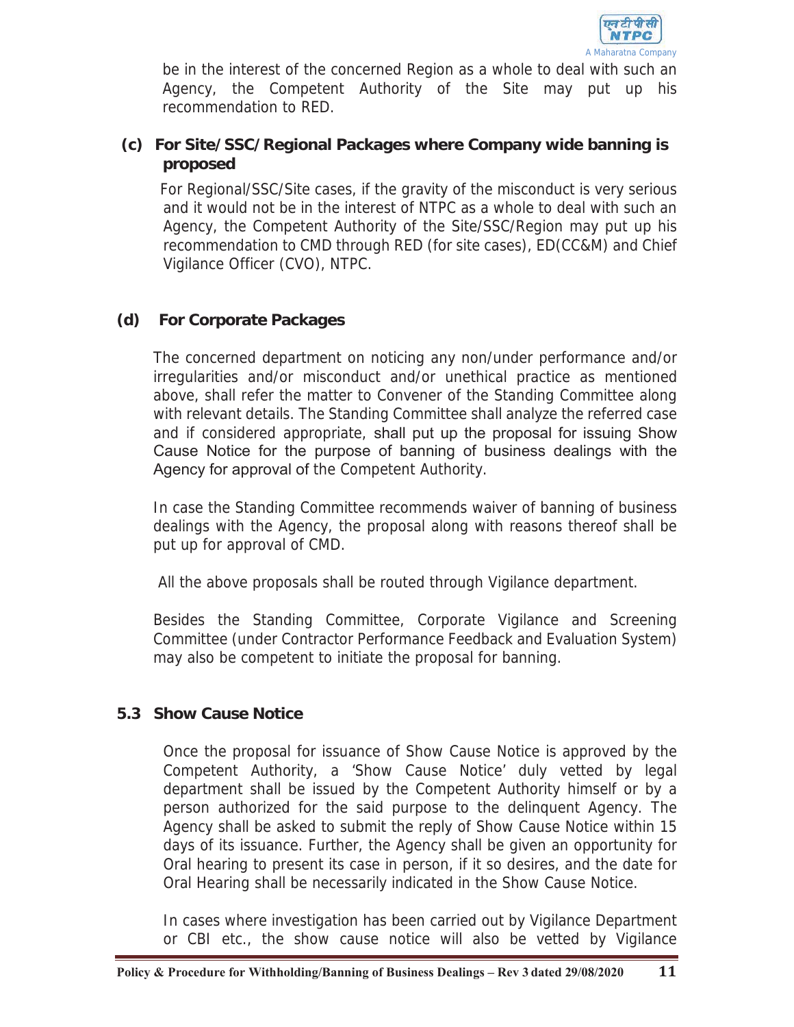be in the interest of the concerned Region as a whole to deal with such an Agency, the Competent Authority of the Site may put up his recommendation to RED.

**(c) For Site/SSC/Regional Packages where Company wide banning is proposed**

For Regional/SSC/Site cases, if the gravity of the misconduct is very serious and it would not be in the interest of NTPC as a whole to deal with such an Agency, the Competent Authority of the Site/SSC/Region may put up his recommendation to CMD through RED (for site cases), ED(CC&M) and Chief Vigilance Officer (CVO), NTPC.

**(d) For Corporate Packages**

The concerned department on noticing any non/under performance and/or irregularities and/or misconduct and/or unethical practice as mentioned above, shall refer the matter to Convener of the Standing Committee along with relevant details. The Standing Committee shall analyze the referred case and if considered appropriate, shall put up the proposal for issuing Show Cause Notice for the purpose of banning of business dealings with the Agency for approval of the Competent Authority.

In case the Standing Committee recommends waiver of banning of business dealings with the Agency, the proposal along with reasons thereof shall be put up for approval of CMD.

All the above proposals shall be routed through Vigilance department.

Besides the Standing Committee, Corporate Vigilance and Screening Committee (under Contractor Performance Feedback and Evaluation System) may also be competent to initiate the proposal for banning.

### 5.3 Show Cause Notice

Once the proposal for issuance of Show Cause Notice is approved by the Competent Authority, a 'Show Cause Notice' duly vetted by legal department shall be issued by the Competent Authority himself or by a person authorized for the said purpose to the delinquent Agency. The Agency shall be asked to submit the reply of Show Cause Notice within 15 days of its issuance. Further, the Agency shall be given an opportunity for Oral hearing to present its case in person, if it so desires, and the date for Oral Hearing shall be necessarily indicated in the Show Cause Notice.

In cases where investigation has been carried out by Vigilance Department or CBI etc., the show cause notice will also be vetted by Vigilance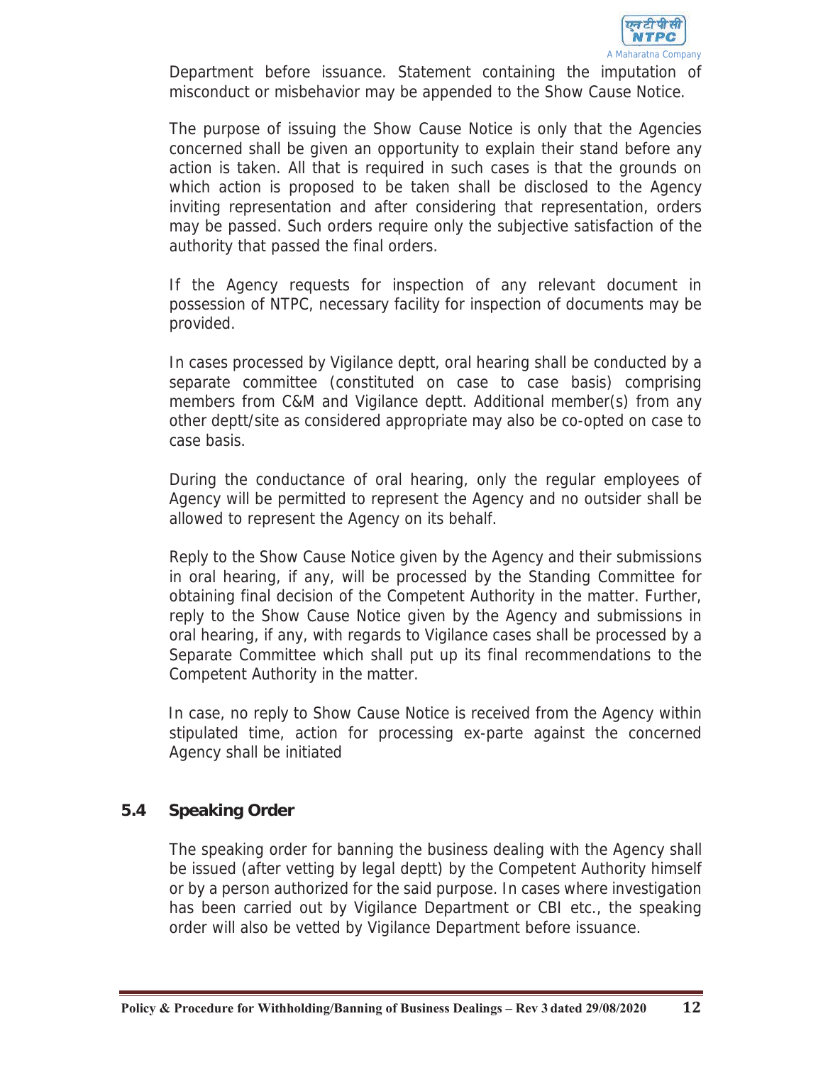Department before issuance. Statement containing the imputation of misconduct or misbehavior may be appended to the Show Cause Notice.

The purpose of issuing the Show Cause Notice is only that the Agencies concerned shall be given an opportunity to explain their stand before any action is taken. All that is required in such cases is that the grounds on which action is proposed to be taken shall be disclosed to the Agency inviting representation and after considering that representation, orders may be passed. Such orders require only the subjective satisfaction of the authority that passed the final orders.

If the Agency requests for inspection of any relevant document in possession of NTPC, necessary facility for inspection of documents may be provided.

In cases processed by Vigilance deptt, oral hearing shall be conducted by a separate committee (constituted on case to case basis) comprising members from C&M and Vigilance deptt. Additional member(s) from any other deptt/site as considered appropriate may also be co-opted on case to case basis.

During the conductance of oral hearing, only the regular employees of Agency will be permitted to represent the Agency and no outsider shall be allowed to represent the Agency on its behalf.

Reply to the Show Cause Notice given by the Agency and their submissions in oral hearing, if any, will be processed by the Standing Committee for obtaining final decision of the Competent Authority in the matter. Further, reply to the Show Cause Notice given by the Agency and submissions in oral hearing, if any, with regards to Vigilance cases shall be processed by a Separate Committee which shall put up its final recommendations to the Competent Authority in the matter.

In case, no reply to Show Cause Notice is received from the Agency within stipulated time, action for processing ex-parte against the concerned Agency shall be initiated

## 5.4 Speaking Order

The speaking order for banning the business dealing with the Agency shall be issued (after vetting by legal deptt) by the Competent Authority himself or by a person authorized for the said purpose. In cases where investigation has been carried out by Vigilance Department or CBI etc., the speaking order will also be vetted by Vigilance Department before issuance.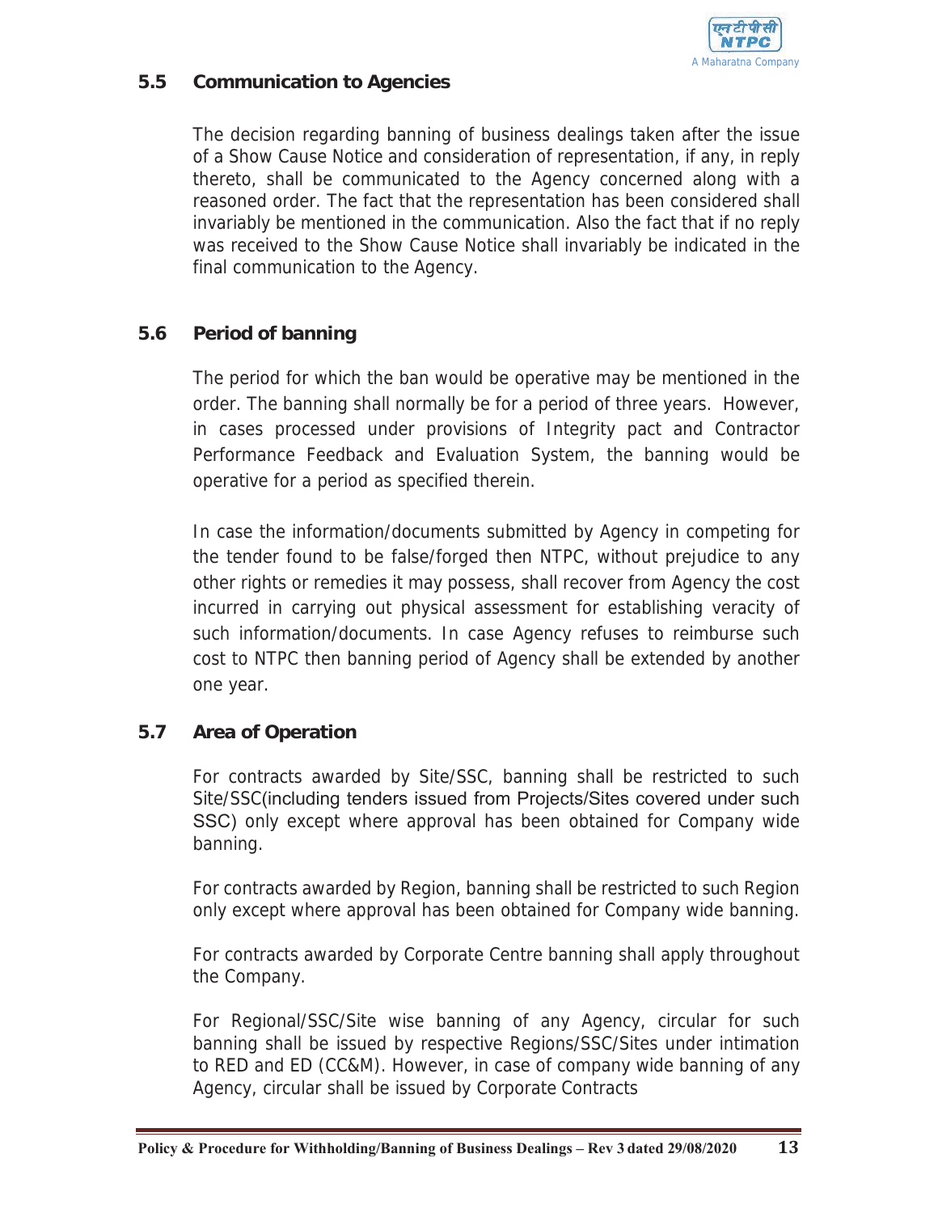### 5.5 Communication to Agencies

The decision regarding banning of business dealings taken after the issue of a Show Cause Notice and consideration of representation, if any, in reply thereto, shall be communicated to the Agency concerned along with a reasoned order. The fact that the representation has been considered shall invariably be mentioned in the communication. Also the fact that if no reply was received to the Show Cause Notice shall invariably be indicated in the final communication to the Agency.

### 5.6 Period of banning

The period for which the ban would be operative may be mentioned in the order. The banning shall normally be for a period of three years. However, in cases processed under provisions of Integrity pact and Contractor Performance Feedback and Evaluation System, the banning would be operative for a period as specified therein.

In case the information/documents submitted by Agency in competing for the tender found to be false/forged then NTPC, without prejudice to any other rights or remedies it may possess, shall recover from Agency the cost incurred in carrying out physical assessment for establishing veracity of such information/documents. In case Agency refuses to reimburse such cost to NTPC then banning period of Agency shall be extended by another one year.

### 5.7 Area of Operation

For contracts awarded by Site/SSC, banning shall be restricted to such Site/SSC(including tenders issued from Projects/Sites covered under such SSC) only except where approval has been obtained for Company wide banning.

For contracts awarded by Region, banning shall be restricted to such Region only except where approval has been obtained for Company wide banning.

For contracts awarded by Corporate Centre banning shall apply throughout the Company.

For Regional/SSC/Site wise banning of any Agency, circular for such banning shall be issued by respective Regions/SSC/Sites under intimation to RED and ED (CC&M). However, in case of company wide banning of any Agency, circular shall be issued by Corporate Contracts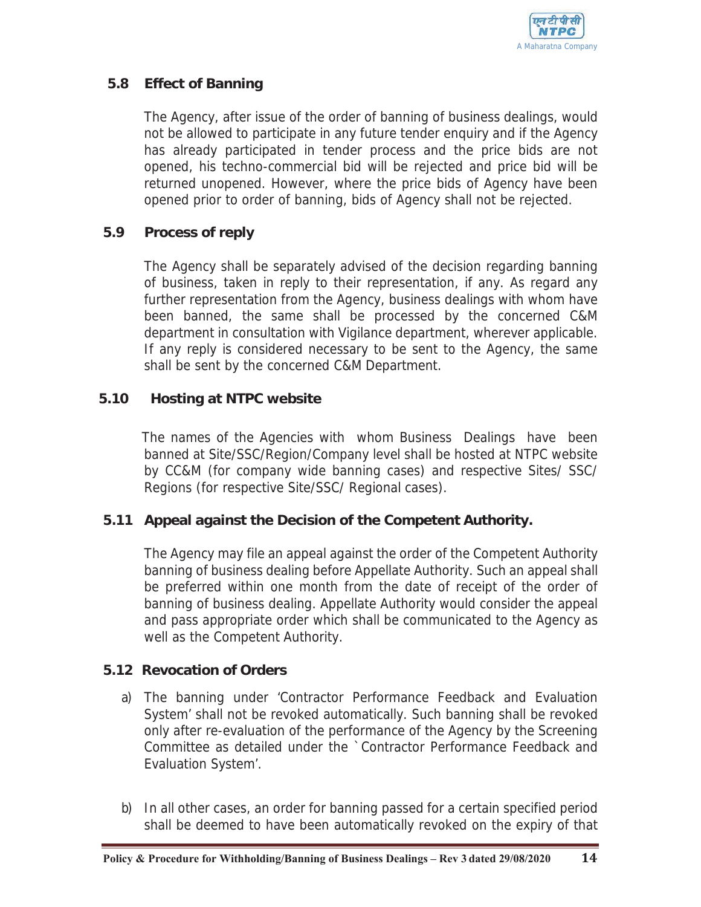## 5.8 Effect of Banning

The Agency, after issue of the order of banning of business dealings, would not be allowed to participate in any future tender enquiry and if the Agency has already participated in tender process and the price bids are not opened, his techno-commercial bid will be rejected and price bid will be returned unopened. However, where the price bids of Agency have been opened prior to order of banning, bids of Agency shall not be rejected.

## 5.9 Process of reply

The Agency shall be separately advised of the decision regarding banning of business, taken in reply to their representation, if any. As regard any further representation from the Agency, business dealings with whom have been banned, the same shall be processed by the concerned C&M department in consultation with Vigilance department, wherever applicable. If any reply is considered necessary to be sent to the Agency, the same shall be sent by the concerned C&M Department.

## 5.10 Hosting at NTPC website

The names of the Agencies with whom Business Dealings have been banned at Site/SSC/Region/Company level shall be hosted at NTPC website by CC&M (for company wide banning cases) and respective Sites/ SSC/ Regions (for respective Site/SSC/ Regional cases).

## 5.11 Appeal against the Decision of the Competent Authority.

The Agency may file an appeal against the order of the Competent Authority banning of business dealing before Appellate Authority. Such an appeal shall be preferred within one month from the date of receipt of the order of banning of business dealing. Appellate Authority would consider the appeal and pass appropriate order which shall be communicated to the Agency as well as the Competent Authority.

## 5.12 Revocation of Orders

a) The banning under 'Contractor Performance Feedback and Evaluation System' shall not be revoked automatically. Such banning shall be revoked only after re-evaluation of the performance of the Agency by the Screening Committee as detailed under the `Contractor Performance Feedback and Evaluation System'.

b) In all other cases, an order for banning passed for a certain specified period shall be deemed to have been automatically revoked on the expiry of that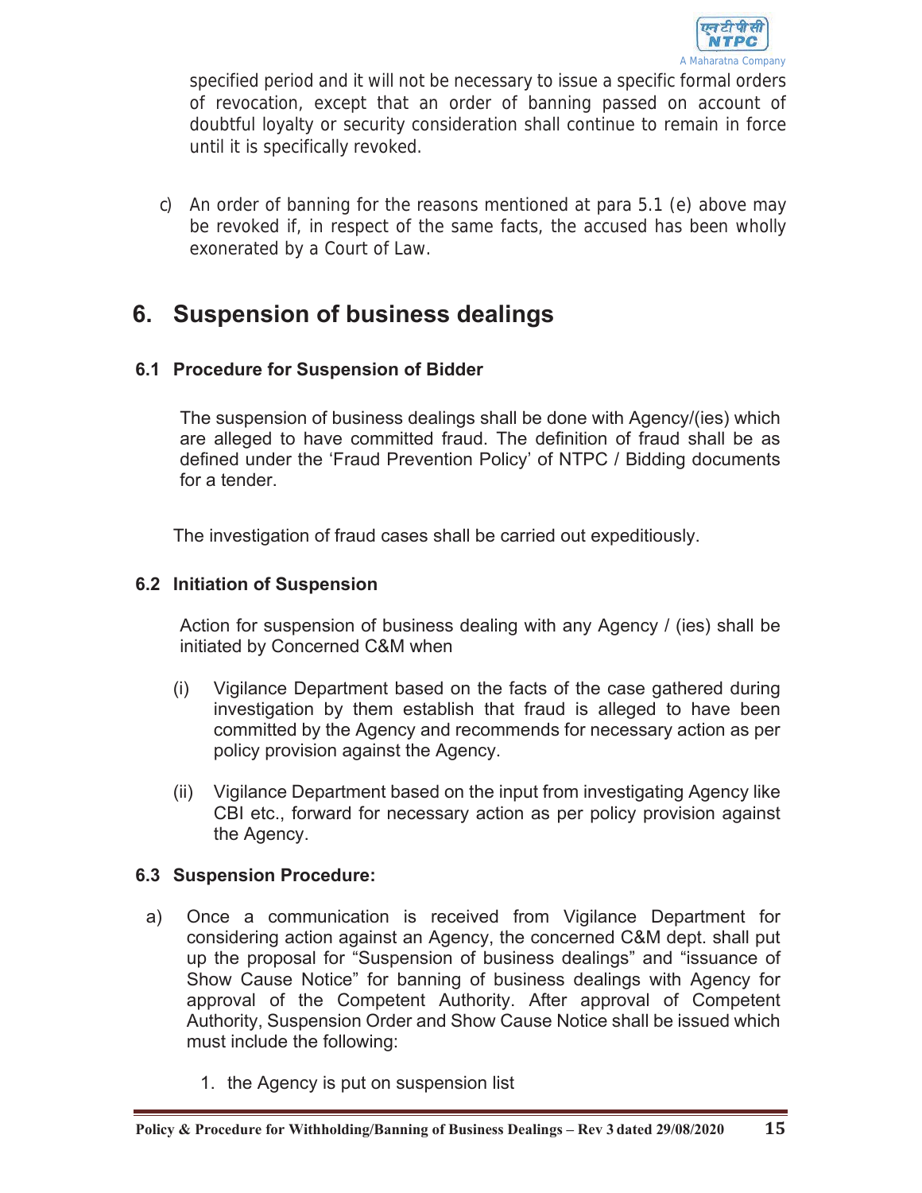specified period and it will not be necessary to issue a specific formal orders of revocation, except that an order of banning passed on account of doubtful loyalty or security consideration shall continue to remain in force until it is specifically revoked.

c) An order of banning for the reasons mentioned at para 5.1 (e) above may be revoked if, in respect of the same facts, the accused has been wholly exonerated by a Court of Law.

# 6. Suspension of business dealings

## 6.1 Procedure for Suspension of Bidder

The suspension of business dealings shall be done with Agency/(ies) which are alleged to have committed fraud. The definition of fraud shall be as defined under the 'Fraud Prevention Policy' of NTPC / Bidding documents for a tender.

The investigation of fraud cases shall be carried out expeditiously.

## 6.2 Initiation of Suspension

Action for suspension of business dealing with any Agency / (ies) shall be initiated by Concerned C&M when

(i) Vigilance Department based on the facts of the case gathered during investigation by them establish that fraud is alleged to have been committed by the Agency and recommends for necessary action as per policy provision against the Agency.

(ii) Vigilance Department based on the input from investigating Agency like CBI etc., forward for necessary action as per policy provision against the Agency.

## 6.3 Suspension Procedure:

a) Once a communication is received from Vigilance Department for considering action against an Agency, the concerned C&M dept. shall put up the proposal for "Suspension of business dealings" and "issuance of Show Cause Notice" for banning of business dealings with Agency for approval of the Competent Authority. After approval of Competent Authority, Suspension Order and Show Cause Notice shall be issued which must include the following:

1. the Agency is put on suspension list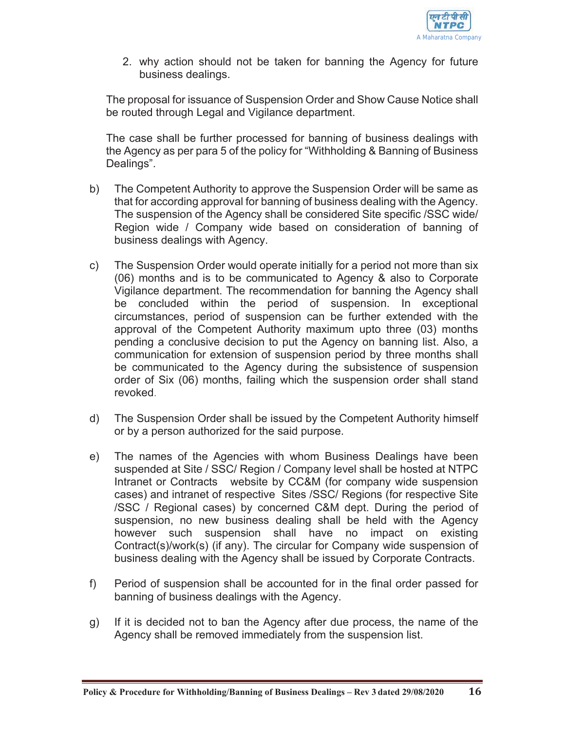2. why action should not be taken for banning the Agency for future business dealings.

The proposal for issuance of Suspension Order and Show Cause Notice shall be routed through Legal and Vigilance department.

The case shall be further processed for banning of business dealings with the Agency as per para 5 of the policy for "Withholding & Banning of Business Dealings".

b) The Competent Authority to approve the Suspension Order will be same as that for according approval for banning of business dealing with the Agency. The suspension of the Agency shall be considered Site specific /SSC wide/ Region wide / Company wide based on consideration of banning of business dealings with Agency.

c) The Suspension Order would operate initially for a period not more than six (06) months and is to be communicated to Agency & also to Corporate Vigilance department. The recommendation for banning the Agency shall be concluded within the period of suspension. In exceptional circumstances, period of suspension can be further extended with the approval of the Competent Authority maximum upto three (03) months pending a conclusive decision to put the Agency on banning list. Also, a communication for extension of suspension period by three months shall be communicated to the Agency during the subsistence of suspension order of Six (06) months, failing which the suspension order shall stand revoked.

d) The Suspension Order shall be issued by the Competent Authority himself or by a person authorized for the said purpose.

e) The names of the Agencies with whom Business Dealings have been suspended at Site / SSC/ Region / Company level shall be hosted at NTPC Intranet or Contracts website by CC&M (for company wide suspension cases) and intranet of respective Sites /SSC/ Regions (for respective Site /SSC / Regional cases) by concerned C&M dept. During the period of suspension, no new business dealing shall be held with the Agency however such suspension shall have no impact on existing Contract(s)/work(s) (if any). The circular for Company wide suspension of business dealing with the Agency shall be issued by Corporate Contracts.

f) Period of suspension shall be accounted for in the final order passed for banning of business dealings with the Agency.

g) If it is decided not to ban the Agency after due process, the name of the Agency shall be removed immediately from the suspension list.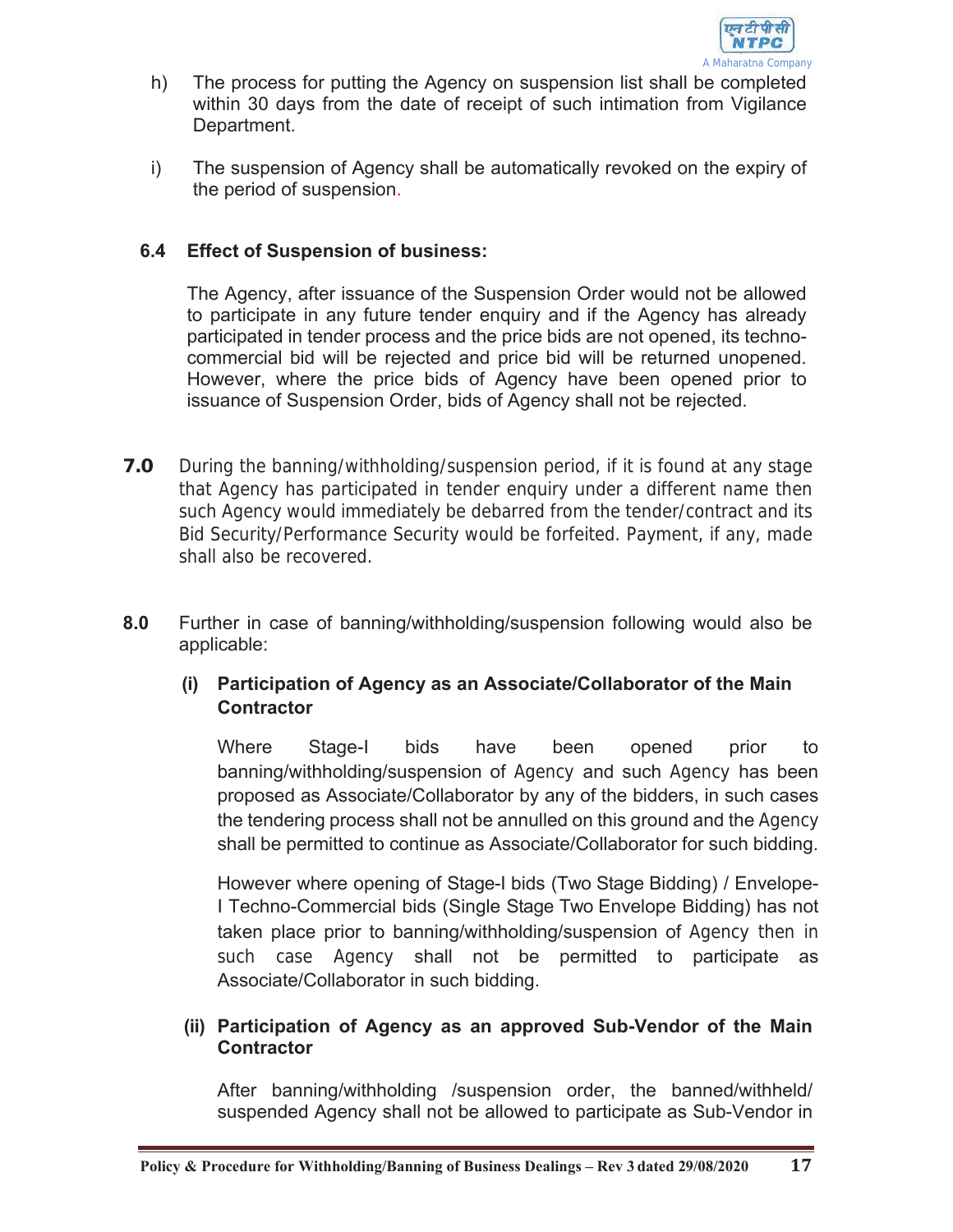h) The process for putting the Agency on suspension list shall be completed within 30 days from the date of receipt of such intimation from Vigilance Department.

i) The suspension of Agency shall be automatically revoked on the expiry of the period of suspension.

### 6.4 Effect of Suspension of business:

The Agency, after issuance of the Suspension Order would not be allowed to participate in any future tender enquiry and if the Agency has already participated in tender process and the price bids are not opened, its techno-commercial bid will be rejected and price bid will be returned unopened. However, where the price bids of Agency have been opened prior to issuance of Suspension Order, bids of Agency shall not be rejected.

**7.0** During the banning/withholding/suspension period, if it is found at any stage that Agency has participated in tender enquiry under a different name then such Agency would immediately be debarred from the tender/contract and its Bid Security/Performance Security would be forfeited. Payment, if any, made shall also be recovered.

**8.0** Further in case of banning/withholding/suspension following would also be applicable:

**(i) Participation of Agency as an Associate/Collaborator of the Main Contractor**

Where Stage-I bids have been opened prior to banning/withholding/suspension of Agency and such Agency has been proposed as Associate/Collaborator by any of the bidders, in such cases the tendering process shall not be annulled on this ground and the Agency shall be permitted to continue as Associate/Collaborator for such bidding.

However where opening of Stage-I bids (Two Stage Bidding) / Envelope-I Techno-Commercial bids (Single Stage Two Envelope Bidding) has not taken place prior to banning/withholding/suspension of Agency then in such case Agency shall not be permitted to participate as Associate/Collaborator in such bidding.

**(ii) Participation of Agency as an approved Sub-Vendor of the Main Contractor**

After banning/withholding /suspension order, the banned/withheld/ suspended Agency shall not be allowed to participate as Sub-Vendor in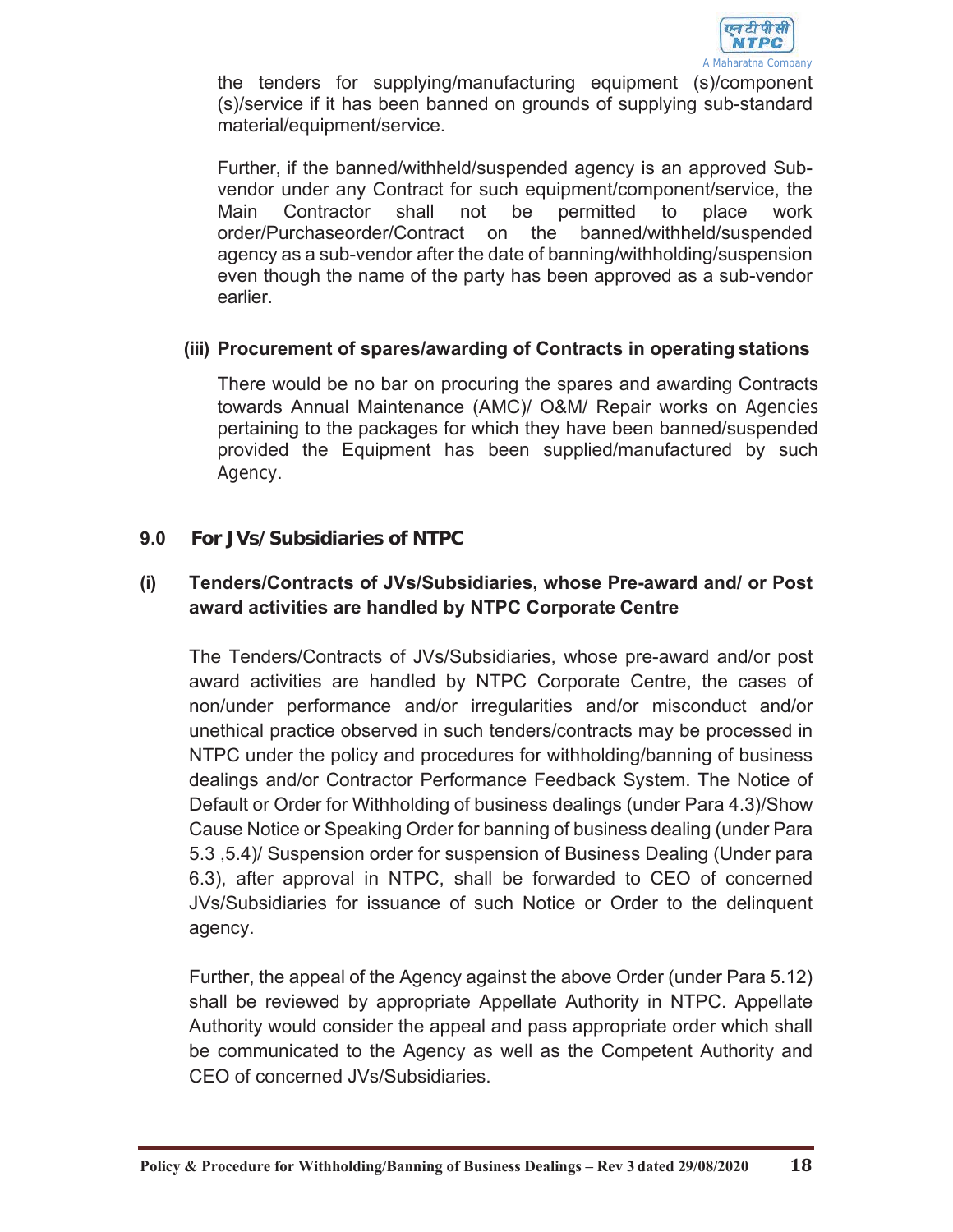the tenders for supplying/manufacturing equipment (s)/component (s)/service if it has been banned on grounds of supplying sub-standard material/equipment/service.

Further, if the banned/withheld/suspended agency is an approved Sub-vendor under any Contract for such equipment/component/service, the Main Contractor shall not be permitted to place work order/Purchaseorder/Contract on the banned/withheld/suspended agency as a sub-vendor after the date of banning/withholding/suspension even though the name of the party has been approved as a sub-vendor earlier.

**(iii) Procurement of spares/awarding of Contracts in operating stations**

There would be no bar on procuring the spares and awarding Contracts towards Annual Maintenance (AMC)/ O&M/ Repair works on Agencies pertaining to the packages for which they have been banned/suspended provided the Equipment has been supplied/manufactured by such Agency.

## 9.0 For JVs/ Subsidiaries of NTPC

### (i) Tenders/Contracts of JVs/Subsidiaries, whose Pre-award and/ or Post award activities are handled by NTPC Corporate Centre

The Tenders/Contracts of JVs/Subsidiaries, whose pre-award and/or post award activities are handled by NTPC Corporate Centre, the cases of non/under performance and/or irregularities and/or misconduct and/or unethical practice observed in such tenders/contracts may be processed in NTPC under the policy and procedures for withholding/banning of business dealings and/or Contractor Performance Feedback System. The Notice of Default or Order for Withholding of business dealings (under Para 4.3)/Show Cause Notice or Speaking Order for banning of business dealing (under Para 5.3 ,5.4)/ Suspension order for suspension of Business Dealing (Under para 6.3), after approval in NTPC, shall be forwarded to CEO of concerned JVs/Subsidiaries for issuance of such Notice or Order to the delinquent agency.

Further, the appeal of the Agency against the above Order (under Para 5.12) shall be reviewed by appropriate Appellate Authority in NTPC. Appellate Authority would consider the appeal and pass appropriate order which shall be communicated to the Agency as well as the Competent Authority and CEO of concerned JVs/Subsidiaries.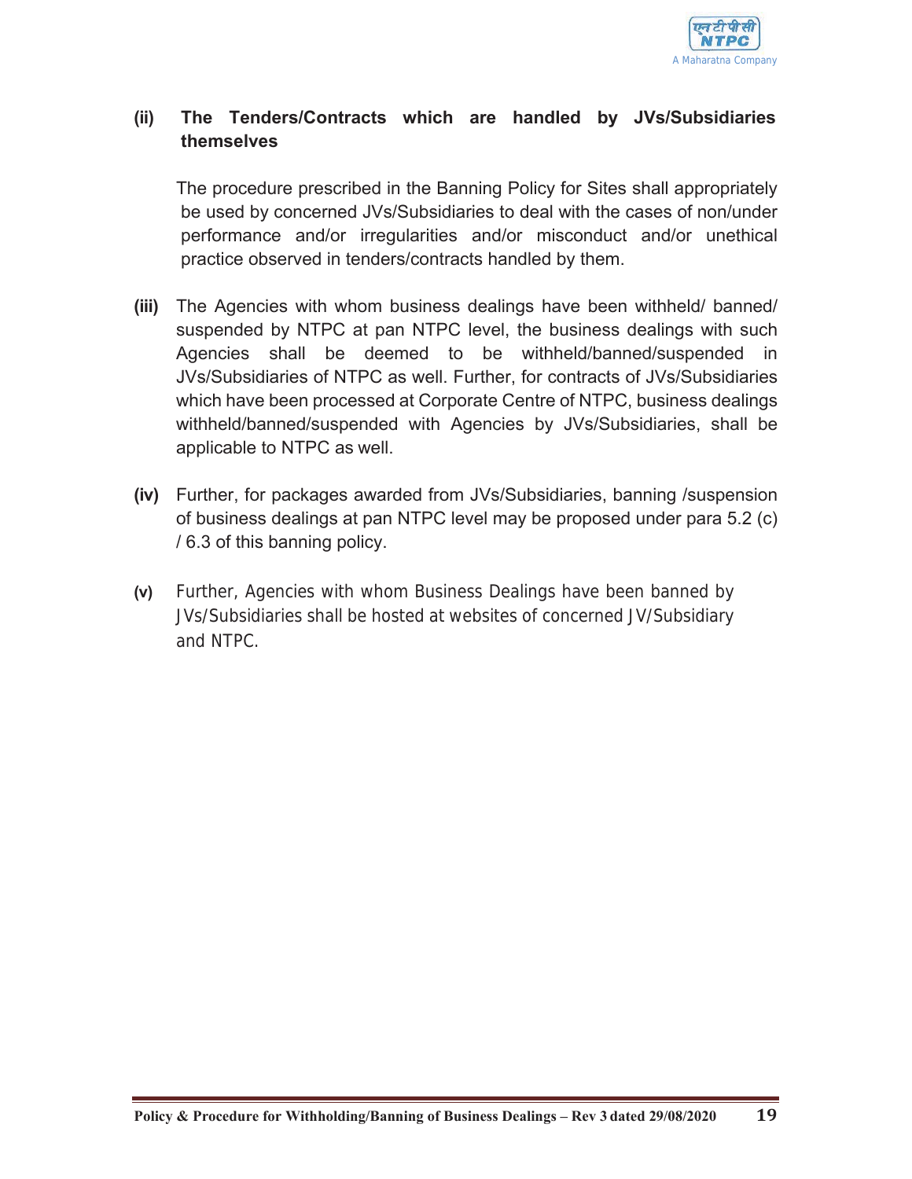**(ii) The Tenders/Contracts which are handled by JVs/Subsidiaries themselves**

The procedure prescribed in the Banning Policy for Sites shall appropriately be used by concerned JVs/Subsidiaries to deal with the cases of non/under performance and/or irregularities and/or misconduct and/or unethical practice observed in tenders/contracts handled by them.

**(iii)** The Agencies with whom business dealings have been withheld/ banned/ suspended by NTPC at pan NTPC level, the business dealings with such Agencies shall be deemed to be withheld/banned/suspended in JVs/Subsidiaries of NTPC as well. Further, for contracts of JVs/Subsidiaries which have been processed at Corporate Centre of NTPC, business dealings withheld/banned/suspended with Agencies by JVs/Subsidiaries, shall be applicable to NTPC as well.

**(iv)** Further, for packages awarded from JVs/Subsidiaries, banning /suspension of business dealings at pan NTPC level may be proposed under para 5.2 (c) / 6.3 of this banning policy.

**(v)** Further, Agencies with whom Business Dealings have been banned by JVs/Subsidiaries shall be hosted at websites of concerned JV/Subsidiary and NTPC.